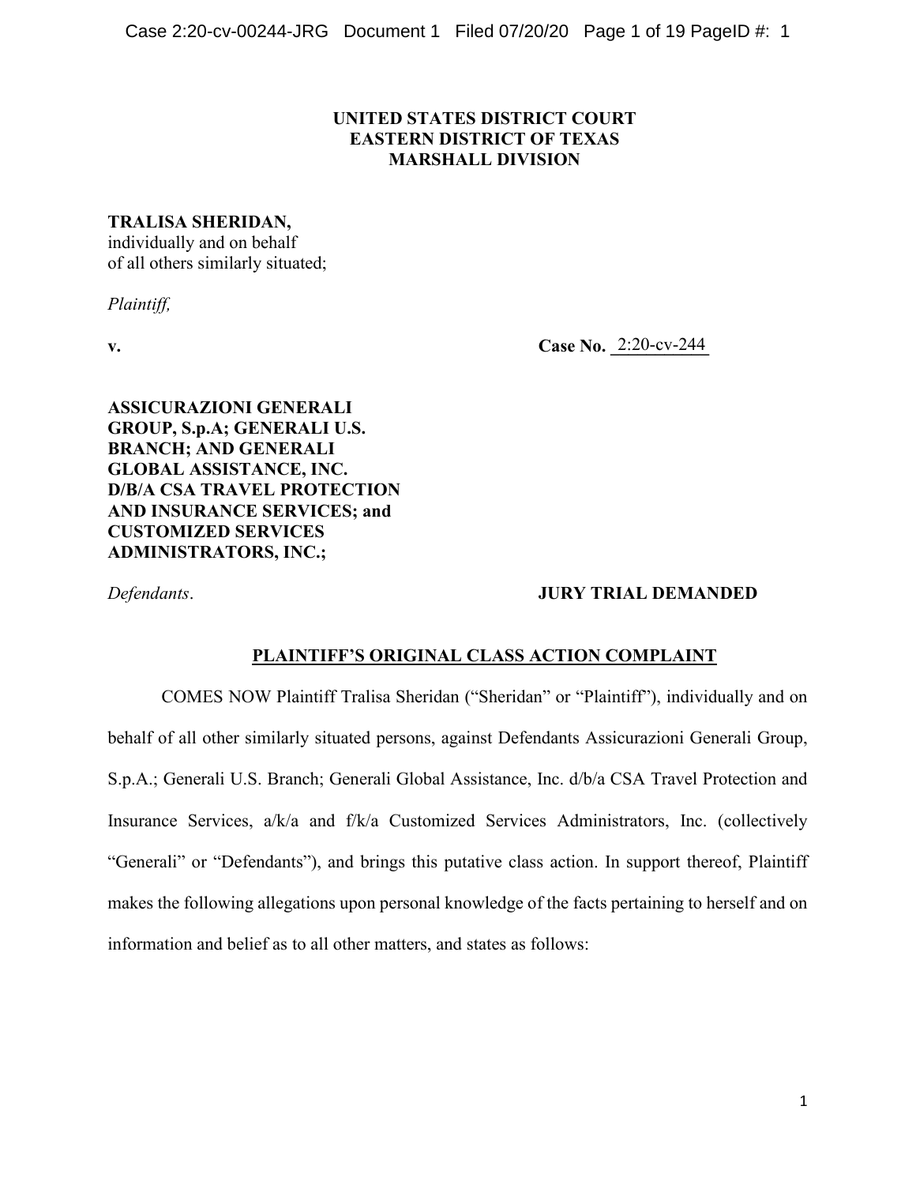**UNITED STATES DISTRICT COURT**
**EASTERN DISTRICT OF TEXAS**
**MARSHALL DIVISION**

**TRALISA SHERIDAN,**
individually and on behalf
of all others similarly situated;

*Plaintiff,*

**v.** **Case No.** 2:20-cv-244

**ASSICURAZIONI GENERALI GROUP, S.p.A; GENERALI U.S. BRANCH; AND GENERALI GLOBAL ASSISTANCE, INC. D/B/A CSA TRAVEL PROTECTION AND INSURANCE SERVICES; and CUSTOMIZED SERVICES ADMINISTRATORS, INC.;**

*Defendants*. **JURY TRIAL DEMANDED**

## PLAINTIFF'S ORIGINAL CLASS ACTION COMPLAINT

COMES NOW Plaintiff Tralisa Sheridan ("Sheridan" or "Plaintiff"), individually and on behalf of all other similarly situated persons, against Defendants Assicurazioni Generali Group, S.p.A.; Generali U.S. Branch; Generali Global Assistance, Inc. d/b/a CSA Travel Protection and Insurance Services, a/k/a and f/k/a Customized Services Administrators, Inc. (collectively "Generali" or "Defendants"), and brings this putative class action. In support thereof, Plaintiff makes the following allegations upon personal knowledge of the facts pertaining to herself and on information and belief as to all other matters, and states as follows: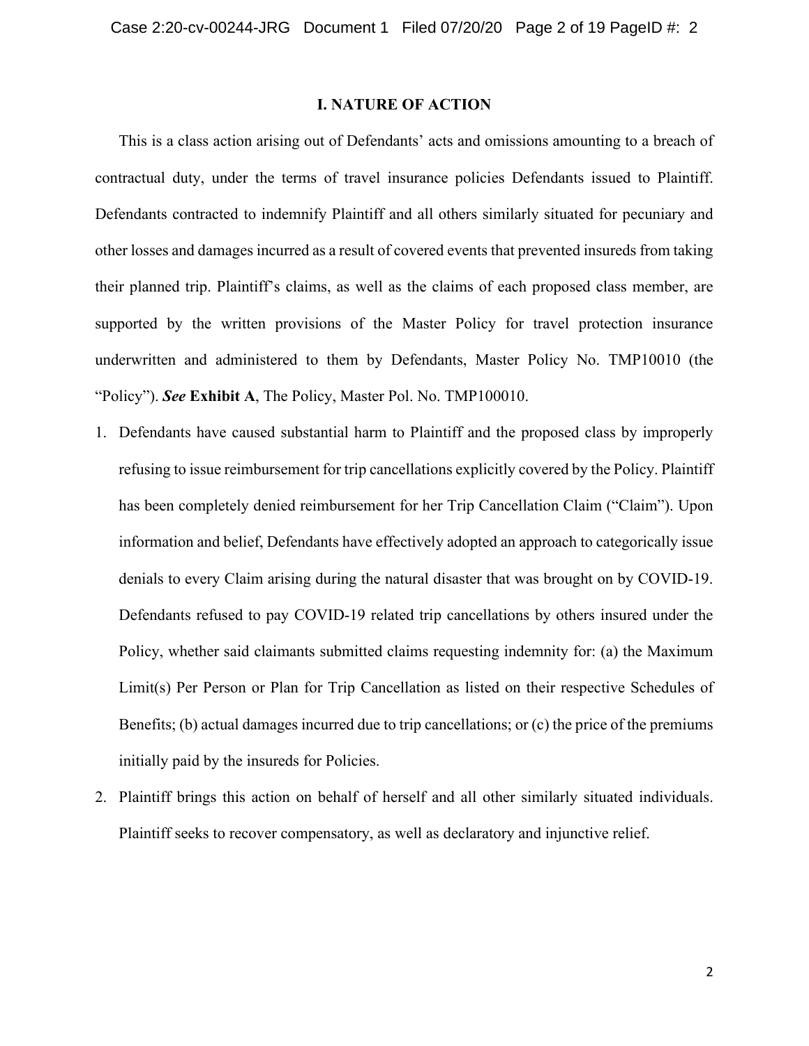## I. NATURE OF ACTION

This is a class action arising out of Defendants' acts and omissions amounting to a breach of contractual duty, under the terms of travel insurance policies Defendants issued to Plaintiff. Defendants contracted to indemnify Plaintiff and all others similarly situated for pecuniary and other losses and damages incurred as a result of covered events that prevented insureds from taking their planned trip. Plaintiff's claims, as well as the claims of each proposed class member, are supported by the written provisions of the Master Policy for travel protection insurance underwritten and administered to them by Defendants, Master Policy No. TMP10010 (the "Policy"). ***See*** **Exhibit A**, The Policy, Master Pol. No. TMP100010.

1. Defendants have caused substantial harm to Plaintiff and the proposed class by improperly refusing to issue reimbursement for trip cancellations explicitly covered by the Policy. Plaintiff has been completely denied reimbursement for her Trip Cancellation Claim ("Claim"). Upon information and belief, Defendants have effectively adopted an approach to categorically issue denials to every Claim arising during the natural disaster that was brought on by COVID-19. Defendants refused to pay COVID-19 related trip cancellations by others insured under the Policy, whether said claimants submitted claims requesting indemnity for: (a) the Maximum Limit(s) Per Person or Plan for Trip Cancellation as listed on their respective Schedules of Benefits; (b) actual damages incurred due to trip cancellations; or (c) the price of the premiums initially paid by the insureds for Policies.
2. Plaintiff brings this action on behalf of herself and all other similarly situated individuals. Plaintiff seeks to recover compensatory, as well as declaratory and injunctive relief.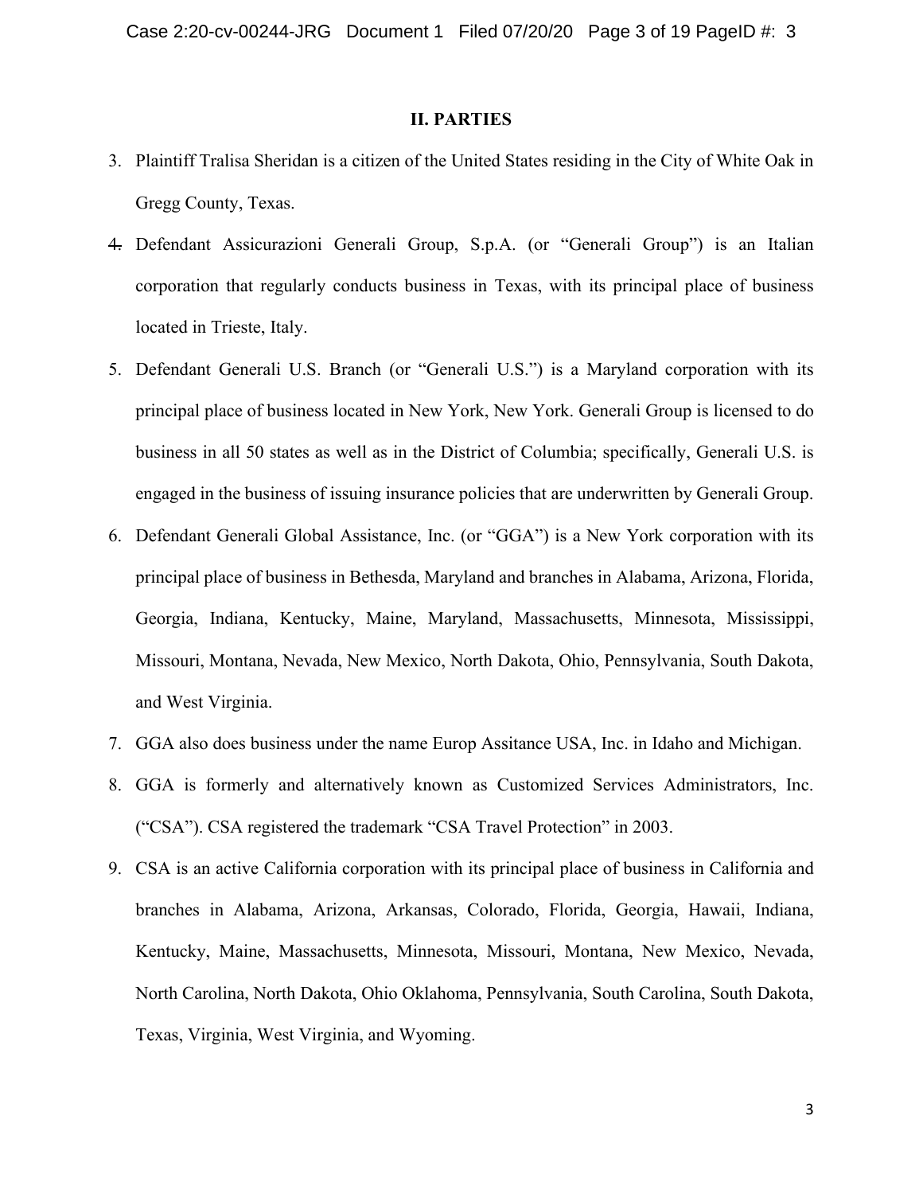## II. PARTIES

3. Plaintiff Tralisa Sheridan is a citizen of the United States residing in the City of White Oak in Gregg County, Texas.
4. Defendant Assicurazioni Generali Group, S.p.A. (or "Generali Group") is an Italian corporation that regularly conducts business in Texas, with its principal place of business located in Trieste, Italy.
5. Defendant Generali U.S. Branch (or "Generali U.S.") is a Maryland corporation with its principal place of business located in New York, New York. Generali Group is licensed to do business in all 50 states as well as in the District of Columbia; specifically, Generali U.S. is engaged in the business of issuing insurance policies that are underwritten by Generali Group.
6. Defendant Generali Global Assistance, Inc. (or "GGA") is a New York corporation with its principal place of business in Bethesda, Maryland and branches in Alabama, Arizona, Florida, Georgia, Indiana, Kentucky, Maine, Maryland, Massachusetts, Minnesota, Mississippi, Missouri, Montana, Nevada, New Mexico, North Dakota, Ohio, Pennsylvania, South Dakota, and West Virginia.
7. GGA also does business under the name Europ Assitance USA, Inc. in Idaho and Michigan.
8. GGA is formerly and alternatively known as Customized Services Administrators, Inc. ("CSA"). CSA registered the trademark "CSA Travel Protection" in 2003.
9. CSA is an active California corporation with its principal place of business in California and branches in Alabama, Arizona, Arkansas, Colorado, Florida, Georgia, Hawaii, Indiana, Kentucky, Maine, Massachusetts, Minnesota, Missouri, Montana, New Mexico, Nevada, North Carolina, North Dakota, Ohio Oklahoma, Pennsylvania, South Carolina, South Dakota, Texas, Virginia, West Virginia, and Wyoming.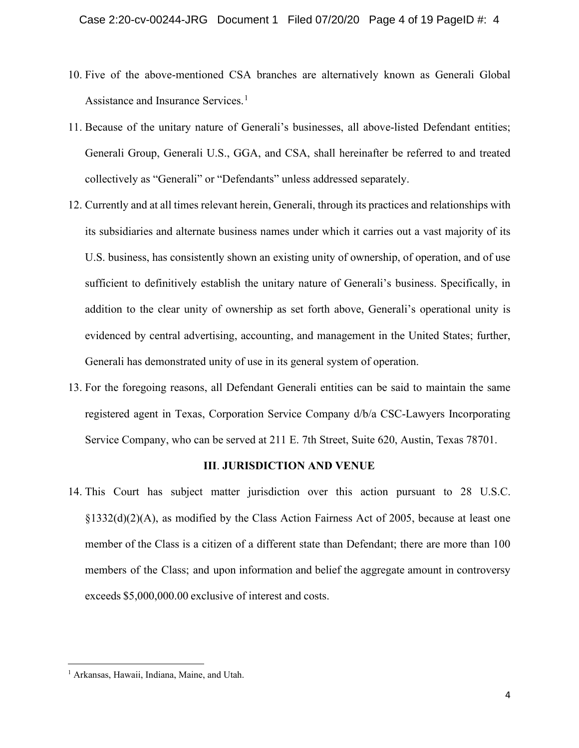10. Five of the above-mentioned CSA branches are alternatively known as Generali Global Assistance and Insurance Services.[1]

11. Because of the unitary nature of Generali's businesses, all above-listed Defendant entities; Generali Group, Generali U.S., GGA, and CSA, shall hereinafter be referred to and treated collectively as "Generali" or "Defendants" unless addressed separately.

12. Currently and at all times relevant herein, Generali, through its practices and relationships with its subsidiaries and alternate business names under which it carries out a vast majority of its U.S. business, has consistently shown an existing unity of ownership, of operation, and of use sufficient to definitively establish the unitary nature of Generali's business. Specifically, in addition to the clear unity of ownership as set forth above, Generali's operational unity is evidenced by central advertising, accounting, and management in the United States; further, Generali has demonstrated unity of use in its general system of operation.

13. For the foregoing reasons, all Defendant Generali entities can be said to maintain the same registered agent in Texas, Corporation Service Company d/b/a CSC-Lawyers Incorporating Service Company, who can be served at 211 E. 7th Street, Suite 620, Austin, Texas 78701.

## III. JURISDICTION AND VENUE

14. This Court has subject matter jurisdiction over this action pursuant to 28 U.S.C. §1332(d)(2)(A), as modified by the Class Action Fairness Act of 2005, because at least one member of the Class is a citizen of a different state than Defendant; there are more than 100 members of the Class; and upon information and belief the aggregate amount in controversy exceeds $5,000,000.00 exclusive of interest and costs.

---

[1] Arkansas, Hawaii, Indiana, Maine, and Utah.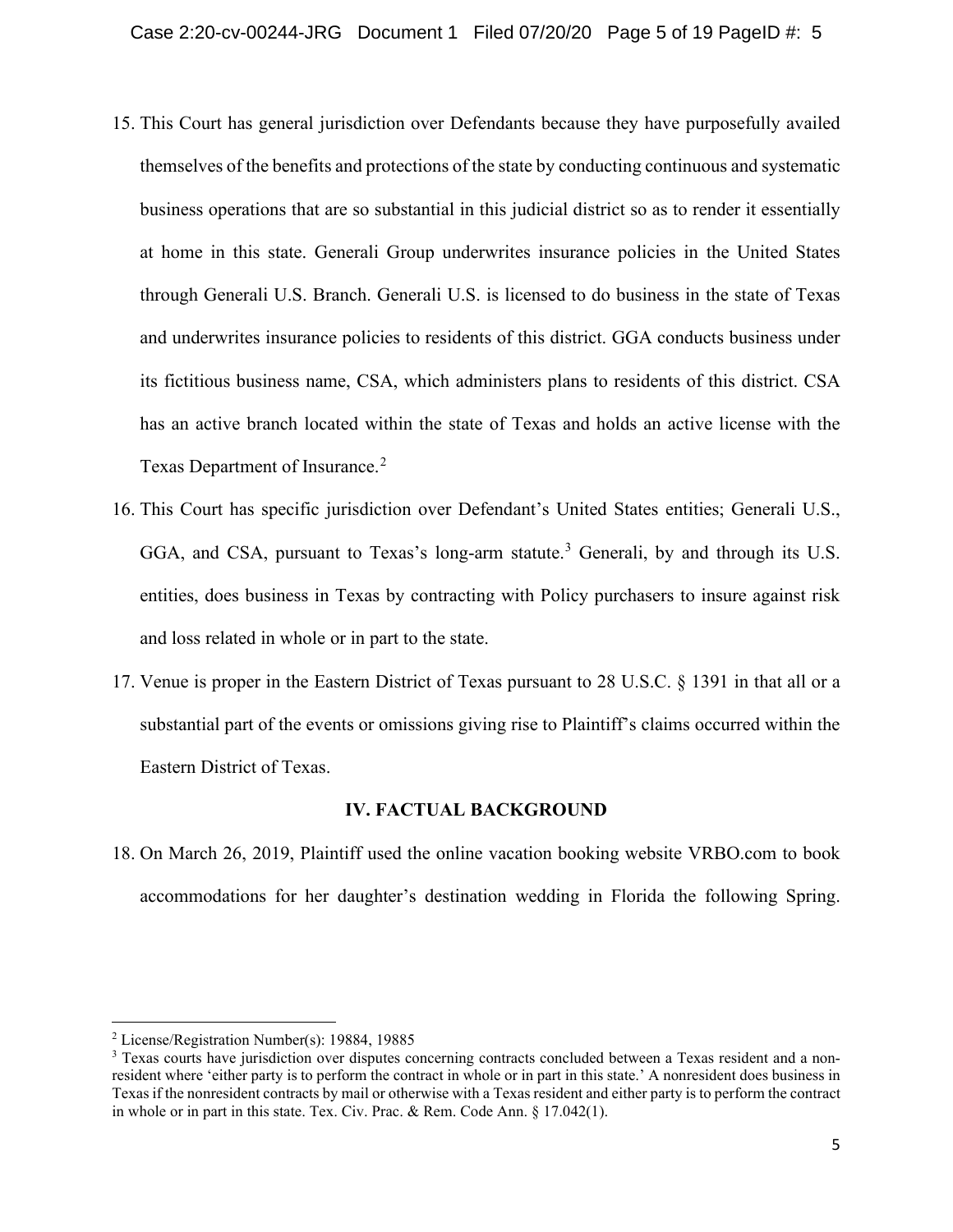15. This Court has general jurisdiction over Defendants because they have purposefully availed themselves of the benefits and protections of the state by conducting continuous and systematic business operations that are so substantial in this judicial district so as to render it essentially at home in this state. Generali Group underwrites insurance policies in the United States through Generali U.S. Branch. Generali U.S. is licensed to do business in the state of Texas and underwrites insurance policies to residents of this district. GGA conducts business under its fictitious business name, CSA, which administers plans to residents of this district. CSA has an active branch located within the state of Texas and holds an active license with the Texas Department of Insurance.[2]

16. This Court has specific jurisdiction over Defendant's United States entities; Generali U.S., GGA, and CSA, pursuant to Texas's long-arm statute.[3] Generali, by and through its U.S. entities, does business in Texas by contracting with Policy purchasers to insure against risk and loss related in whole or in part to the state.

17. Venue is proper in the Eastern District of Texas pursuant to 28 U.S.C. § 1391 in that all or a substantial part of the events or omissions giving rise to Plaintiff's claims occurred within the Eastern District of Texas.

## IV. FACTUAL BACKGROUND

18. On March 26, 2019, Plaintiff used the online vacation booking website VRBO.com to book accommodations for her daughter's destination wedding in Florida the following Spring.

---

[2] License/Registration Number(s): 19884, 19885

[3] Texas courts have jurisdiction over disputes concerning contracts concluded between a Texas resident and a non-resident where 'either party is to perform the contract in whole or in part in this state.' A nonresident does business in Texas if the nonresident contracts by mail or otherwise with a Texas resident and either party is to perform the contract in whole or in part in this state. Tex. Civ. Prac. & Rem. Code Ann. § 17.042(1).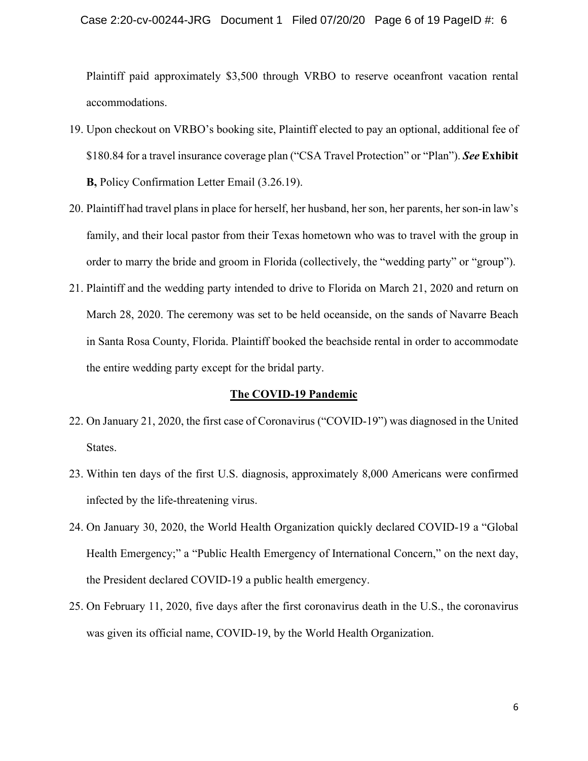Plaintiff paid approximately $3,500 through VRBO to reserve oceanfront vacation rental accommodations.

19. Upon checkout on VRBO's booking site, Plaintiff elected to pay an optional, additional fee of $180.84 for a travel insurance coverage plan ("CSA Travel Protection" or "Plan"). ***See* Exhibit B,** Policy Confirmation Letter Email (3.26.19).

20. Plaintiff had travel plans in place for herself, her husband, her son, her parents, her son-in law's family, and their local pastor from their Texas hometown who was to travel with the group in order to marry the bride and groom in Florida (collectively, the "wedding party" or "group").

21. Plaintiff and the wedding party intended to drive to Florida on March 21, 2020 and return on March 28, 2020. The ceremony was set to be held oceanside, on the sands of Navarre Beach in Santa Rosa County, Florida. Plaintiff booked the beachside rental in order to accommodate the entire wedding party except for the bridal party.

## The COVID-19 Pandemic

22. On January 21, 2020, the first case of Coronavirus ("COVID-19") was diagnosed in the United States.

23. Within ten days of the first U.S. diagnosis, approximately 8,000 Americans were confirmed infected by the life-threatening virus.

24. On January 30, 2020, the World Health Organization quickly declared COVID-19 a "Global Health Emergency;" a "Public Health Emergency of International Concern," on the next day, the President declared COVID-19 a public health emergency.

25. On February 11, 2020, five days after the first coronavirus death in the U.S., the coronavirus was given its official name, COVID-19, by the World Health Organization.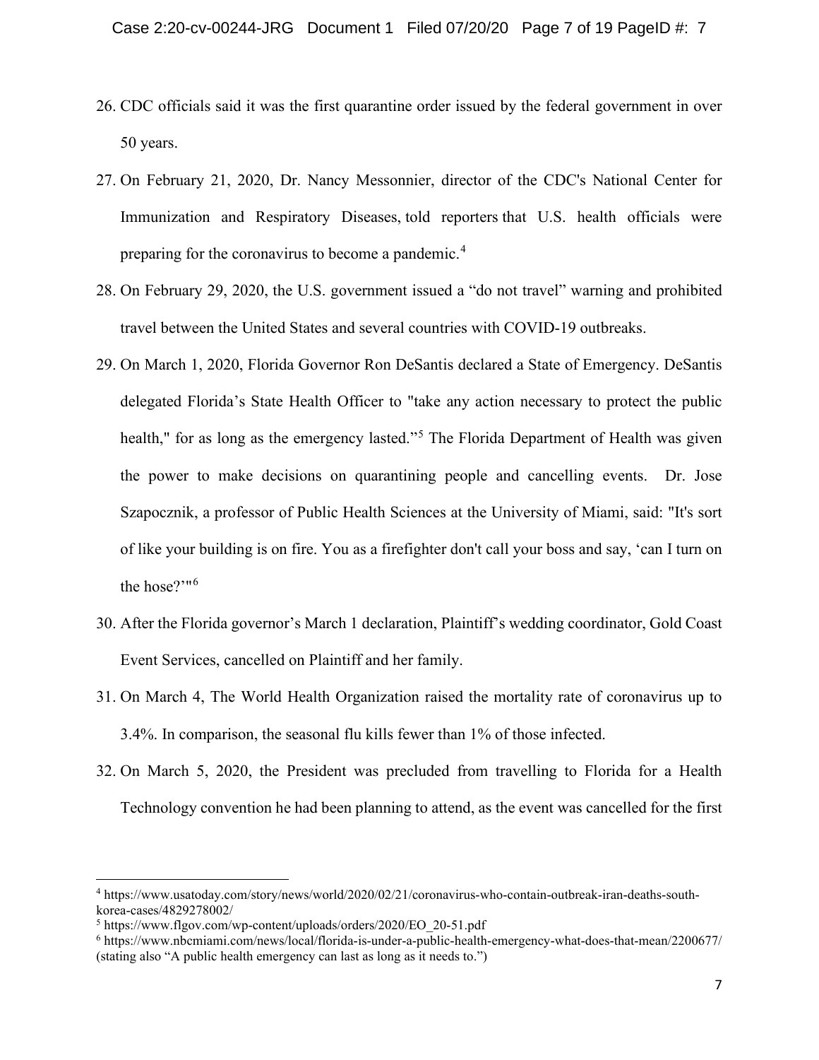26. CDC officials said it was the first quarantine order issued by the federal government in over 50 years.

27. On February 21, 2020, Dr. Nancy Messonnier, director of the CDC's National Center for Immunization and Respiratory Diseases, told reporters that U.S. health officials were preparing for the coronavirus to become a pandemic.[4]

28. On February 29, 2020, the U.S. government issued a "do not travel" warning and prohibited travel between the United States and several countries with COVID-19 outbreaks.

29. On March 1, 2020, Florida Governor Ron DeSantis declared a State of Emergency. DeSantis delegated Florida's State Health Officer to "take any action necessary to protect the public health," for as long as the emergency lasted."[5] The Florida Department of Health was given the power to make decisions on quarantining people and cancelling events. Dr. Jose Szapocznik, a professor of Public Health Sciences at the University of Miami, said: "It's sort of like your building is on fire. You as a firefighter don't call your boss and say, 'can I turn on the hose?'"[6]

30. After the Florida governor's March 1 declaration, Plaintiff's wedding coordinator, Gold Coast Event Services, cancelled on Plaintiff and her family.

31. On March 4, The World Health Organization raised the mortality rate of coronavirus up to 3.4%. In comparison, the seasonal flu kills fewer than 1% of those infected.

32. On March 5, 2020, the President was precluded from travelling to Florida for a Health Technology convention he had been planning to attend, as the event was cancelled for the first

---

[4] https://www.usatoday.com/story/news/world/2020/02/21/coronavirus-who-contain-outbreak-iran-deaths-south-korea-cases/4829278002/

[5] https://www.flgov.com/wp-content/uploads/orders/2020/EO_20-51.pdf

[6] https://www.nbcmiami.com/news/local/florida-is-under-a-public-health-emergency-what-does-that-mean/2200677/ (stating also "A public health emergency can last as long as it needs to.")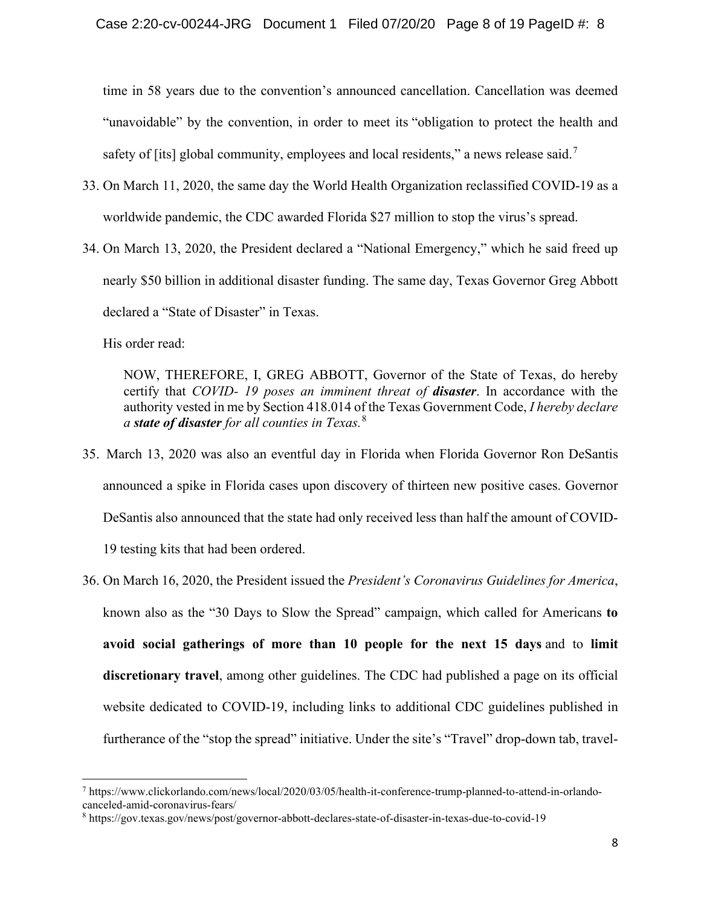time in 58 years due to the convention's announced cancellation. Cancellation was deemed "unavoidable" by the convention, in order to meet its "obligation to protect the health and safety of [its] global community, employees and local residents," a news release said.[7]

33. On March 11, 2020, the same day the World Health Organization reclassified COVID-19 as a worldwide pandemic, the CDC awarded Florida $27 million to stop the virus's spread.

34. On March 13, 2020, the President declared a "National Emergency," which he said freed up nearly $50 billion in additional disaster funding. The same day, Texas Governor Greg Abbott declared a "State of Disaster" in Texas.

    His order read:

    > NOW, THEREFORE, I, GREG ABBOTT, Governor of the State of Texas, do hereby certify that *COVID- 19 poses an imminent threat of **disaster***. In accordance with the authority vested in me by Section 418.014 of the Texas Government Code, *I hereby declare a **state of disaster** for all counties in Texas.*[8]

35. March 13, 2020 was also an eventful day in Florida when Florida Governor Ron DeSantis announced a spike in Florida cases upon discovery of thirteen new positive cases. Governor DeSantis also announced that the state had only received less than half the amount of COVID-19 testing kits that had been ordered.

36. On March 16, 2020, the President issued the *President's Coronavirus Guidelines for America*, known also as the "30 Days to Slow the Spread" campaign, which called for Americans **to avoid social gatherings of more than 10 people for the next 15 days** and to **limit discretionary travel**, among other guidelines. The CDC had published a page on its official website dedicated to COVID-19, including links to additional CDC guidelines published in furtherance of the "stop the spread" initiative. Under the site's "Travel" drop-down tab, travel-

---

[7] https://www.clickorlando.com/news/local/2020/03/05/health-it-conference-trump-planned-to-attend-in-orlando-canceled-amid-coronavirus-fears/

[8] https://gov.texas.gov/news/post/governor-abbott-declares-state-of-disaster-in-texas-due-to-covid-19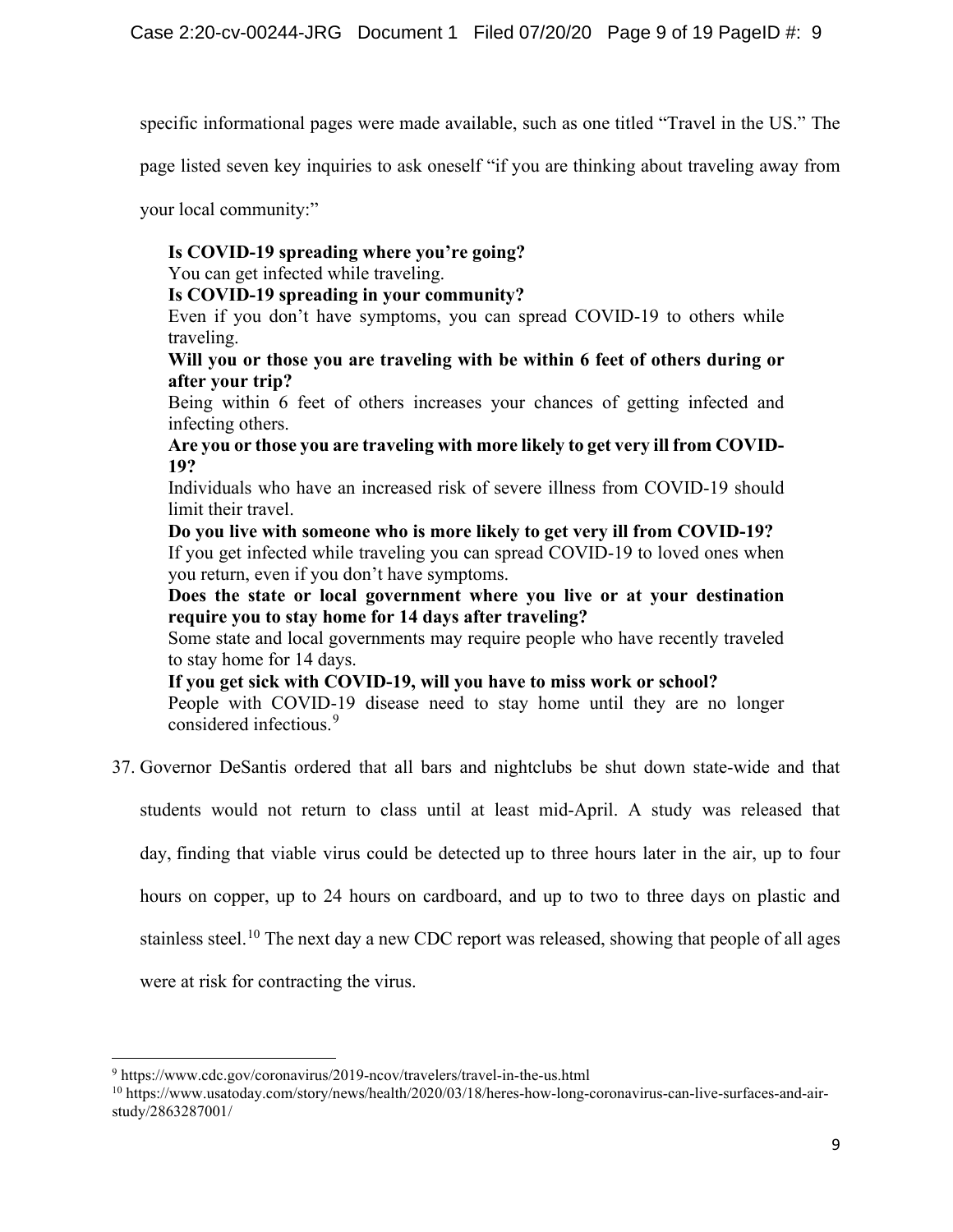specific informational pages were made available, such as one titled "Travel in the US." The page listed seven key inquiries to ask oneself "if you are thinking about traveling away from your local community:"

> **Is COVID-19 spreading where you're going?**
> You can get infected while traveling.
> **Is COVID-19 spreading in your community?**
> Even if you don't have symptoms, you can spread COVID-19 to others while traveling.
> **Will you or those you are traveling with be within 6 feet of others during or after your trip?**
> Being within 6 feet of others increases your chances of getting infected and infecting others.
> **Are you or those you are traveling with more likely to get very ill from COVID-19?**
> Individuals who have an increased risk of severe illness from COVID-19 should limit their travel.
> **Do you live with someone who is more likely to get very ill from COVID-19?**
> If you get infected while traveling you can spread COVID-19 to loved ones when you return, even if you don't have symptoms.
> **Does the state or local government where you live or at your destination require you to stay home for 14 days after traveling?**
> Some state and local governments may require people who have recently traveled to stay home for 14 days.
> **If you get sick with COVID-19, will you have to miss work or school?**
> People with COVID-19 disease need to stay home until they are no longer considered infectious.[9]

37. Governor DeSantis ordered that all bars and nightclubs be shut down state-wide and that students would not return to class until at least mid-April. A study was released that day, finding that viable virus could be detected up to three hours later in the air, up to four hours on copper, up to 24 hours on cardboard, and up to two to three days on plastic and stainless steel.[10] The next day a new CDC report was released, showing that people of all ages were at risk for contracting the virus.

---

[9] https://www.cdc.gov/coronavirus/2019-ncov/travelers/travel-in-the-us.html

[10] https://www.usatoday.com/story/news/health/2020/03/18/heres-how-long-coronavirus-can-live-surfaces-and-air-study/2863287001/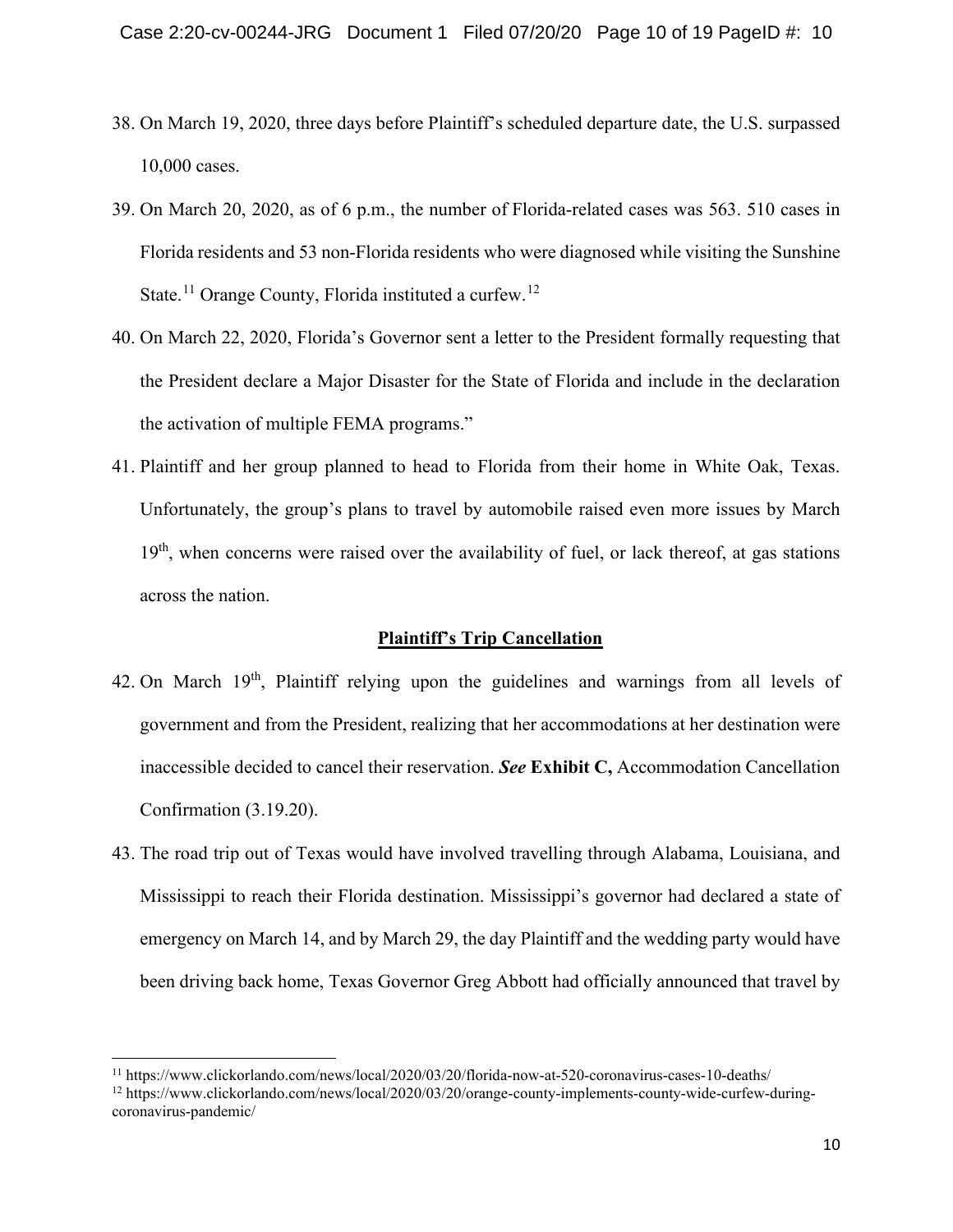38. On March 19, 2020, three days before Plaintiff's scheduled departure date, the U.S. surpassed 10,000 cases.

39. On March 20, 2020, as of 6 p.m., the number of Florida-related cases was 563. 510 cases in Florida residents and 53 non-Florida residents who were diagnosed while visiting the Sunshine State.[11] Orange County, Florida instituted a curfew.[12]

40. On March 22, 2020, Florida's Governor sent a letter to the President formally requesting that the President declare a Major Disaster for the State of Florida and include in the declaration the activation of multiple FEMA programs."

41. Plaintiff and her group planned to head to Florida from their home in White Oak, Texas. Unfortunately, the group's plans to travel by automobile raised even more issues by March 19th, when concerns were raised over the availability of fuel, or lack thereof, at gas stations across the nation.

## Plaintiff's Trip Cancellation

42. On March 19th, Plaintiff relying upon the guidelines and warnings from all levels of government and from the President, realizing that her accommodations at her destination were inaccessible decided to cancel their reservation. ***See* Exhibit C,** Accommodation Cancellation Confirmation (3.19.20).

43. The road trip out of Texas would have involved travelling through Alabama, Louisiana, and Mississippi to reach their Florida destination. Mississippi's governor had declared a state of emergency on March 14, and by March 29, the day Plaintiff and the wedding party would have been driving back home, Texas Governor Greg Abbott had officially announced that travel by

---

[11] https://www.clickorlando.com/news/local/2020/03/20/florida-now-at-520-coronavirus-cases-10-deaths/

[12] https://www.clickorlando.com/news/local/2020/03/20/orange-county-implements-county-wide-curfew-during-coronavirus-pandemic/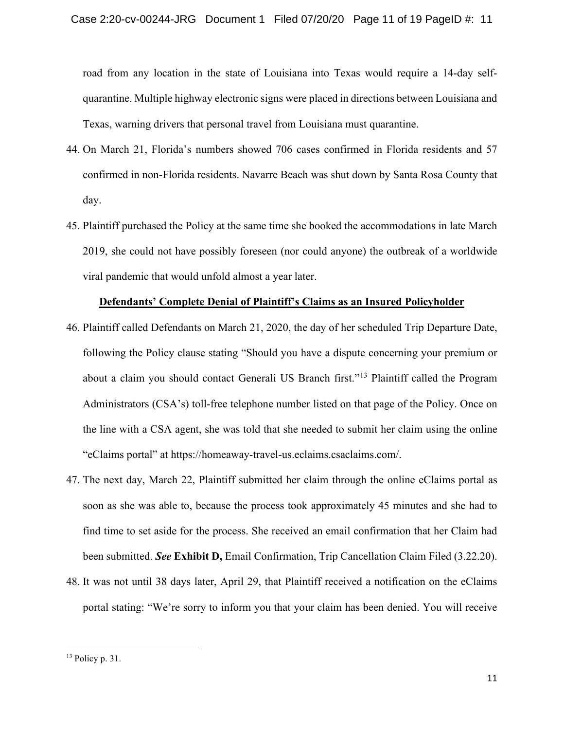road from any location in the state of Louisiana into Texas would require a 14-day self-quarantine. Multiple highway electronic signs were placed in directions between Louisiana and Texas, warning drivers that personal travel from Louisiana must quarantine.

44. On March 21, Florida's numbers showed 706 cases confirmed in Florida residents and 57 confirmed in non-Florida residents. Navarre Beach was shut down by Santa Rosa County that day.

45. Plaintiff purchased the Policy at the same time she booked the accommodations in late March 2019, she could not have possibly foreseen (nor could anyone) the outbreak of a worldwide viral pandemic that would unfold almost a year later.

**Defendants' Complete Denial of Plaintiff's Claims as an Insured Policyholder**

46. Plaintiff called Defendants on March 21, 2020, the day of her scheduled Trip Departure Date, following the Policy clause stating "Should you have a dispute concerning your premium or about a claim you should contact Generali US Branch first."[13] Plaintiff called the Program Administrators (CSA's) toll-free telephone number listed on that page of the Policy. Once on the line with a CSA agent, she was told that she needed to submit her claim using the online "eClaims portal" at https://homeaway-travel-us.eclaims.csaclaims.com/.

47. The next day, March 22, Plaintiff submitted her claim through the online eClaims portal as soon as she was able to, because the process took approximately 45 minutes and she had to find time to set aside for the process. She received an email confirmation that her Claim had been submitted. ***See*** **Exhibit D,** Email Confirmation, Trip Cancellation Claim Filed (3.22.20).

48. It was not until 38 days later, April 29, that Plaintiff received a notification on the eClaims portal stating: "We're sorry to inform you that your claim has been denied. You will receive

[13] Policy p. 31.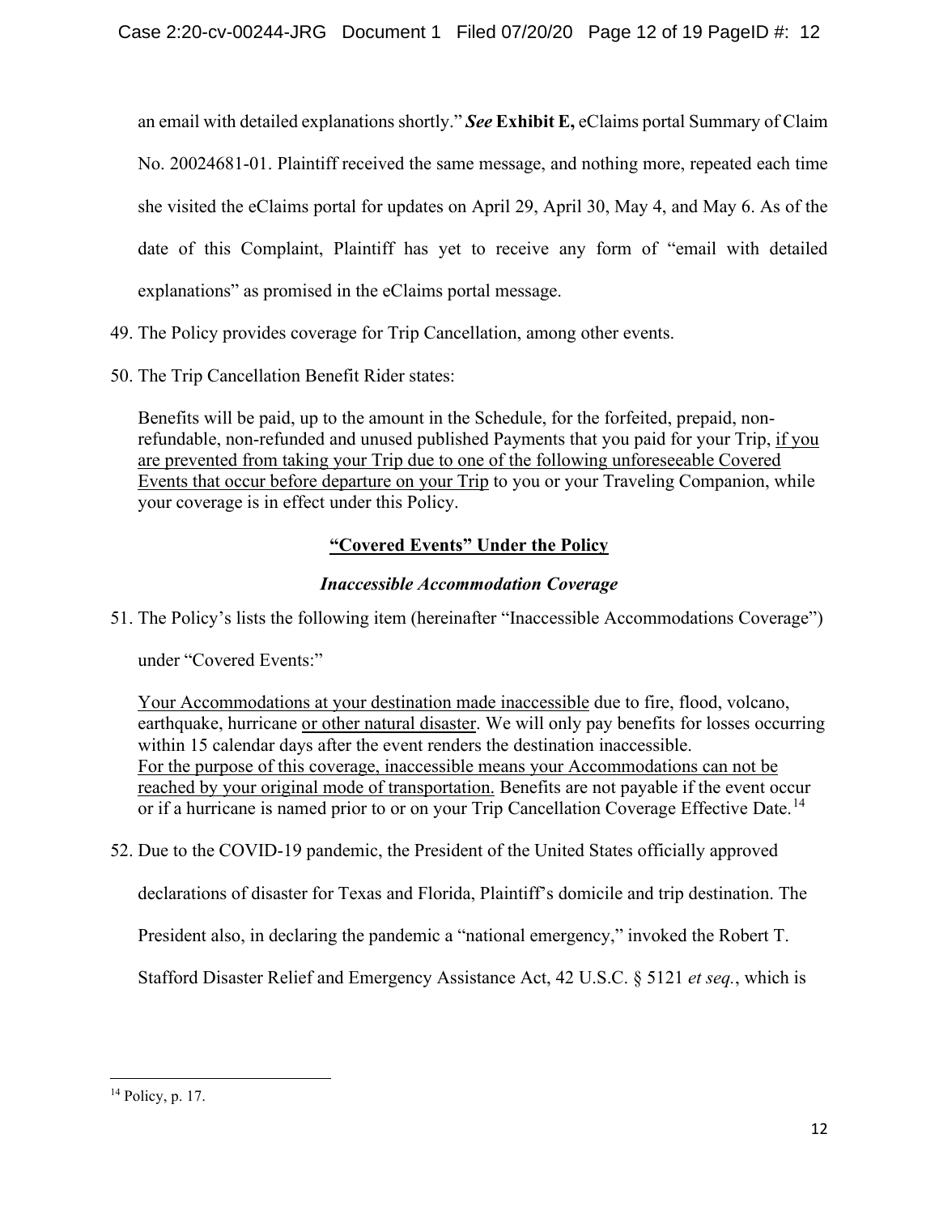an email with detailed explanations shortly." ***See*** **Exhibit E,** eClaims portal Summary of Claim No. 20024681-01. Plaintiff received the same message, and nothing more, repeated each time she visited the eClaims portal for updates on April 29, April 30, May 4, and May 6. As of the date of this Complaint, Plaintiff has yet to receive any form of "email with detailed explanations" as promised in the eClaims portal message.

49. The Policy provides coverage for Trip Cancellation, among other events.

50. The Trip Cancellation Benefit Rider states:

> Benefits will be paid, up to the amount in the Schedule, for the forfeited, prepaid, non-refundable, non-refunded and unused published Payments that you paid for your Trip, <u>if you are prevented from taking your Trip due to one of the following unforeseeable Covered Events that occur before departure on your Trip</u> to you or your Traveling Companion, while your coverage is in effect under this Policy.

## <u>"Covered Events" Under the Policy</u>

### *Inaccessible Accommodation Coverage*

51. The Policy's lists the following item (hereinafter "Inaccessible Accommodations Coverage") under "Covered Events:"

> <u>Your Accommodations at your destination made inaccessible</u> due to fire, flood, volcano, earthquake, hurricane <u>or other natural disaster</u>. We will only pay benefits for losses occurring within 15 calendar days after the event renders the destination inaccessible.
> <u>For the purpose of this coverage, inaccessible means your Accommodations can not be reached by your original mode of transportation.</u> Benefits are not payable if the event occur or if a hurricane is named prior to or on your Trip Cancellation Coverage Effective Date.[14]

52. Due to the COVID-19 pandemic, the President of the United States officially approved declarations of disaster for Texas and Florida, Plaintiff's domicile and trip destination. The President also, in declaring the pandemic a "national emergency," invoked the Robert T. Stafford Disaster Relief and Emergency Assistance Act, 42 U.S.C. § 5121 *et seq.*, which is

---

[14] Policy, p. 17.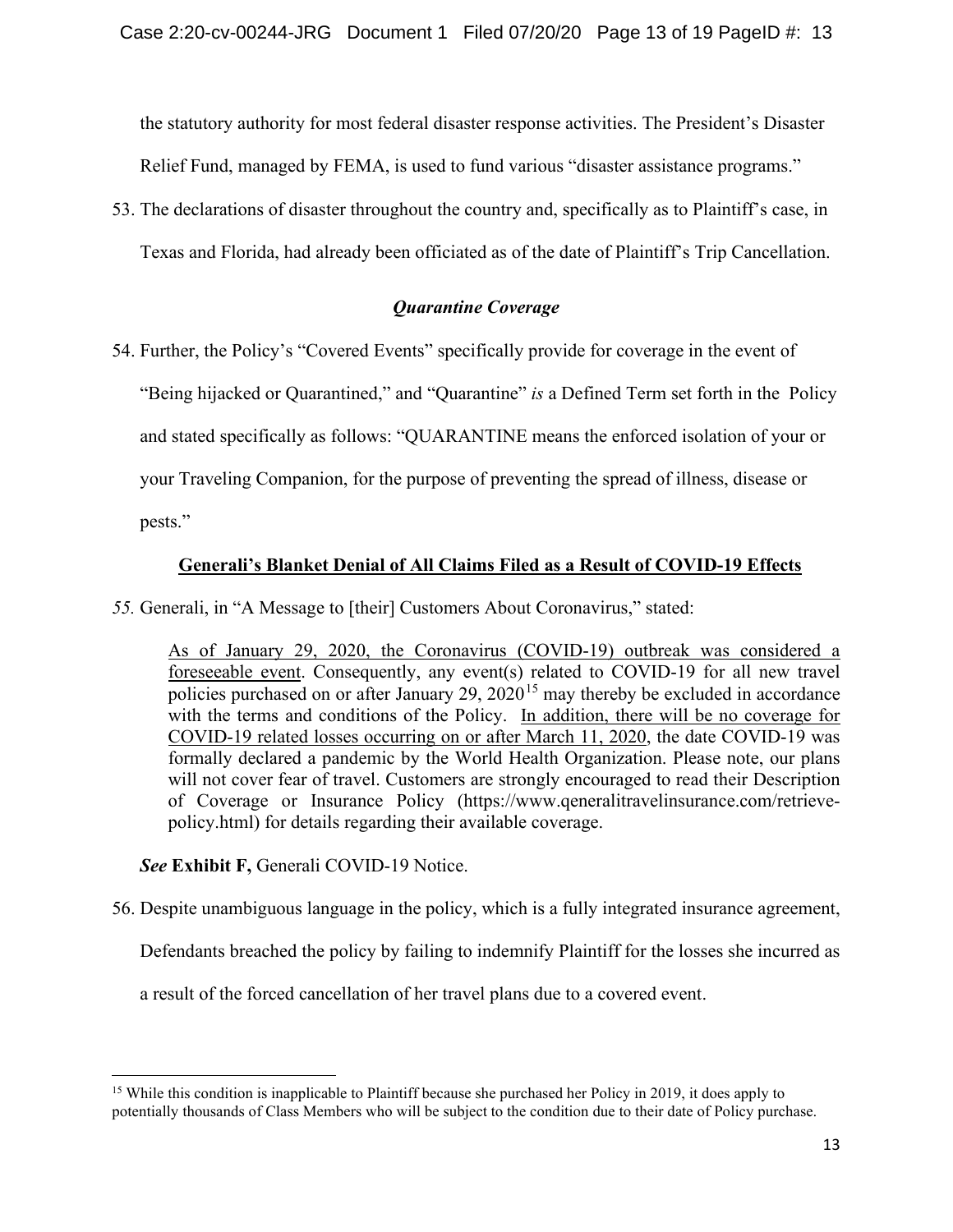the statutory authority for most federal disaster response activities. The President's Disaster Relief Fund, managed by FEMA, is used to fund various "disaster assistance programs."

53. The declarations of disaster throughout the country and, specifically as to Plaintiff's case, in Texas and Florida, had already been officiated as of the date of Plaintiff's Trip Cancellation.

### *Quarantine Coverage*

54. Further, the Policy's "Covered Events" specifically provide for coverage in the event of "Being hijacked or Quarantined," and "Quarantine" *is* a Defined Term set forth in the Policy and stated specifically as follows: "QUARANTINE means the enforced isolation of your or your Traveling Companion, for the purpose of preventing the spread of illness, disease or pests."

### **Generali's Blanket Denial of All Claims Filed as a Result of COVID-19 Effects**

*55.* Generali, in "A Message to [their] Customers About Coronavirus," stated:

> As of January 29, 2020, the Coronavirus (COVID-19) outbreak was considered a foreseeable event. Consequently, any event(s) related to COVID-19 for all new travel policies purchased on or after January 29, 2020[15] may thereby be excluded in accordance with the terms and conditions of the Policy. In addition, there will be no coverage for COVID-19 related losses occurring on or after March 11, 2020, the date COVID-19 was formally declared a pandemic by the World Health Organization. Please note, our plans will not cover fear of travel. Customers are strongly encouraged to read their Description of Coverage or Insurance Policy (https://www.qeneralitravelinsurance.com/retrieve-policy.html) for details regarding their available coverage.

***See*** **Exhibit F,** Generali COVID-19 Notice.

56. Despite unambiguous language in the policy, which is a fully integrated insurance agreement, Defendants breached the policy by failing to indemnify Plaintiff for the losses she incurred as a result of the forced cancellation of her travel plans due to a covered event.

---

[15] While this condition is inapplicable to Plaintiff because she purchased her Policy in 2019, it does apply to potentially thousands of Class Members who will be subject to the condition due to their date of Policy purchase.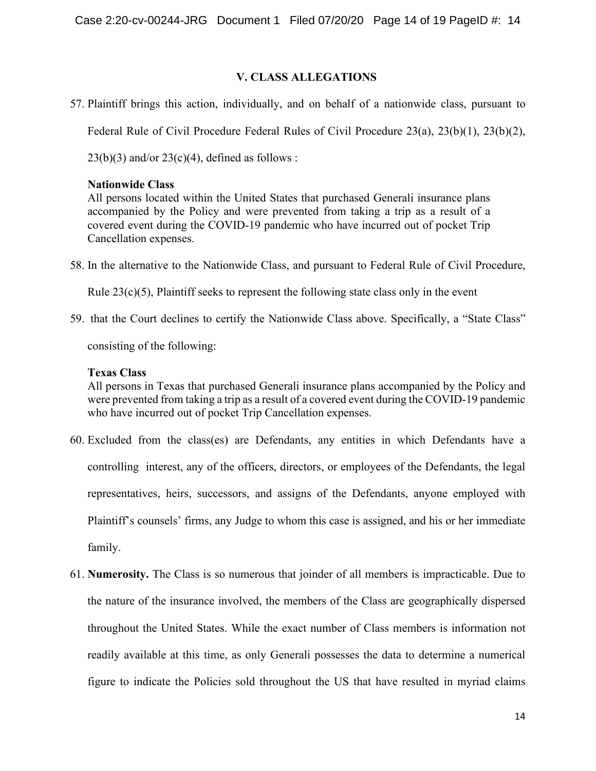## V. CLASS ALLEGATIONS

57. Plaintiff brings this action, individually, and on behalf of a nationwide class, pursuant to Federal Rule of Civil Procedure Federal Rules of Civil Procedure 23(a), 23(b)(1), 23(b)(2), 23(b)(3) and/or 23(c)(4), defined as follows :

    **Nationwide Class**
    All persons located within the United States that purchased Generali insurance plans accompanied by the Policy and were prevented from taking a trip as a result of a covered event during the COVID-19 pandemic who have incurred out of pocket Trip Cancellation expenses.

58. In the alternative to the Nationwide Class, and pursuant to Federal Rule of Civil Procedure, Rule 23(c)(5), Plaintiff seeks to represent the following state class only in the event

59. that the Court declines to certify the Nationwide Class above. Specifically, a "State Class" consisting of the following:

    **Texas Class**
    All persons in Texas that purchased Generali insurance plans accompanied by the Policy and were prevented from taking a trip as a result of a covered event during the COVID-19 pandemic who have incurred out of pocket Trip Cancellation expenses.

60. Excluded from the class(es) are Defendants, any entities in which Defendants have a controlling interest, any of the officers, directors, or employees of the Defendants, the legal representatives, heirs, successors, and assigns of the Defendants, anyone employed with Plaintiff's counsels' firms, any Judge to whom this case is assigned, and his or her immediate family.

61. **Numerosity.** The Class is so numerous that joinder of all members is impracticable. Due to the nature of the insurance involved, the members of the Class are geographically dispersed throughout the United States. While the exact number of Class members is information not readily available at this time, as only Generali possesses the data to determine a numerical figure to indicate the Policies sold throughout the US that have resulted in myriad claims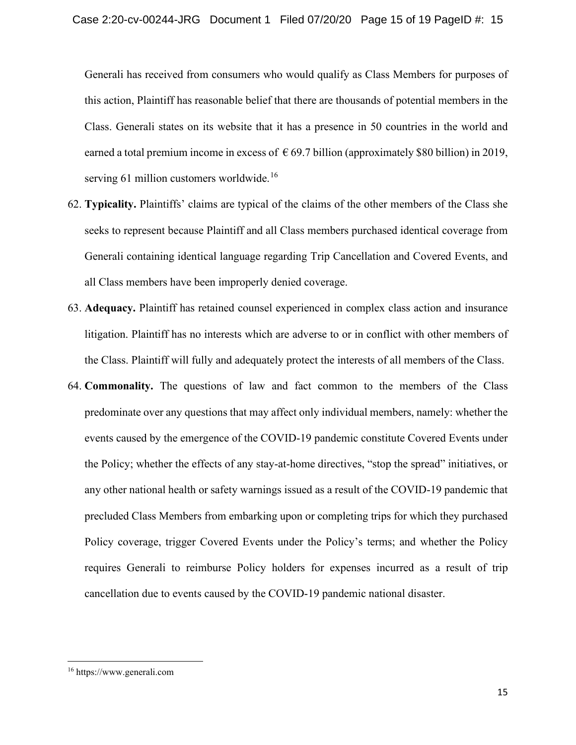Generali has received from consumers who would qualify as Class Members for purposes of this action, Plaintiff has reasonable belief that there are thousands of potential members in the Class. Generali states on its website that it has a presence in 50 countries in the world and earned a total premium income in excess of € 69.7 billion (approximately $80 billion) in 2019, serving 61 million customers worldwide.[16]

62. **Typicality.** Plaintiffs' claims are typical of the claims of the other members of the Class she seeks to represent because Plaintiff and all Class members purchased identical coverage from Generali containing identical language regarding Trip Cancellation and Covered Events, and all Class members have been improperly denied coverage.

63. **Adequacy.** Plaintiff has retained counsel experienced in complex class action and insurance litigation. Plaintiff has no interests which are adverse to or in conflict with other members of the Class. Plaintiff will fully and adequately protect the interests of all members of the Class.

64. **Commonality.** The questions of law and fact common to the members of the Class predominate over any questions that may affect only individual members, namely: whether the events caused by the emergence of the COVID-19 pandemic constitute Covered Events under the Policy; whether the effects of any stay-at-home directives, "stop the spread" initiatives, or any other national health or safety warnings issued as a result of the COVID-19 pandemic that precluded Class Members from embarking upon or completing trips for which they purchased Policy coverage, trigger Covered Events under the Policy's terms; and whether the Policy requires Generali to reimburse Policy holders for expenses incurred as a result of trip cancellation due to events caused by the COVID-19 pandemic national disaster.

---

[16] https://www.generali.com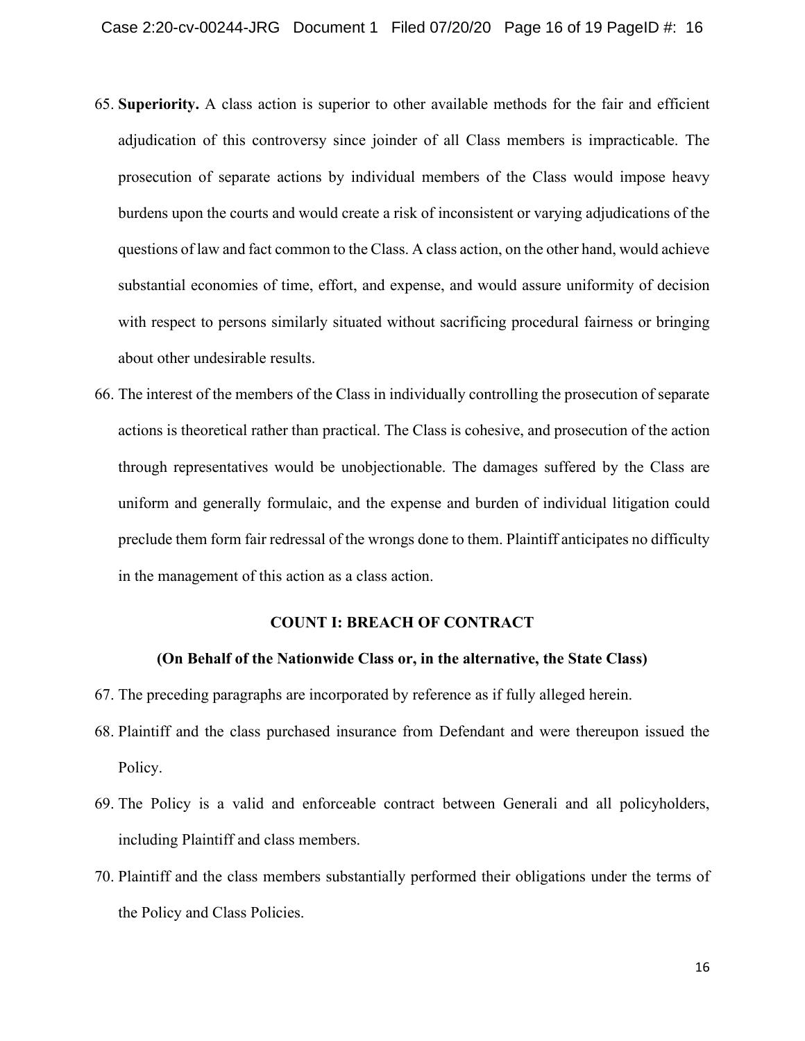65. **Superiority.** A class action is superior to other available methods for the fair and efficient adjudication of this controversy since joinder of all Class members is impracticable. The prosecution of separate actions by individual members of the Class would impose heavy burdens upon the courts and would create a risk of inconsistent or varying adjudications of the questions of law and fact common to the Class. A class action, on the other hand, would achieve substantial economies of time, effort, and expense, and would assure uniformity of decision with respect to persons similarly situated without sacrificing procedural fairness or bringing about other undesirable results.

66. The interest of the members of the Class in individually controlling the prosecution of separate actions is theoretical rather than practical. The Class is cohesive, and prosecution of the action through representatives would be unobjectionable. The damages suffered by the Class are uniform and generally formulaic, and the expense and burden of individual litigation could preclude them form fair redressal of the wrongs done to them. Plaintiff anticipates no difficulty in the management of this action as a class action.

**COUNT I: BREACH OF CONTRACT**

**(On Behalf of the Nationwide Class or, in the alternative, the State Class)**

67. The preceding paragraphs are incorporated by reference as if fully alleged herein.

68. Plaintiff and the class purchased insurance from Defendant and were thereupon issued the Policy.

69. The Policy is a valid and enforceable contract between Generali and all policyholders, including Plaintiff and class members.

70. Plaintiff and the class members substantially performed their obligations under the terms of the Policy and Class Policies.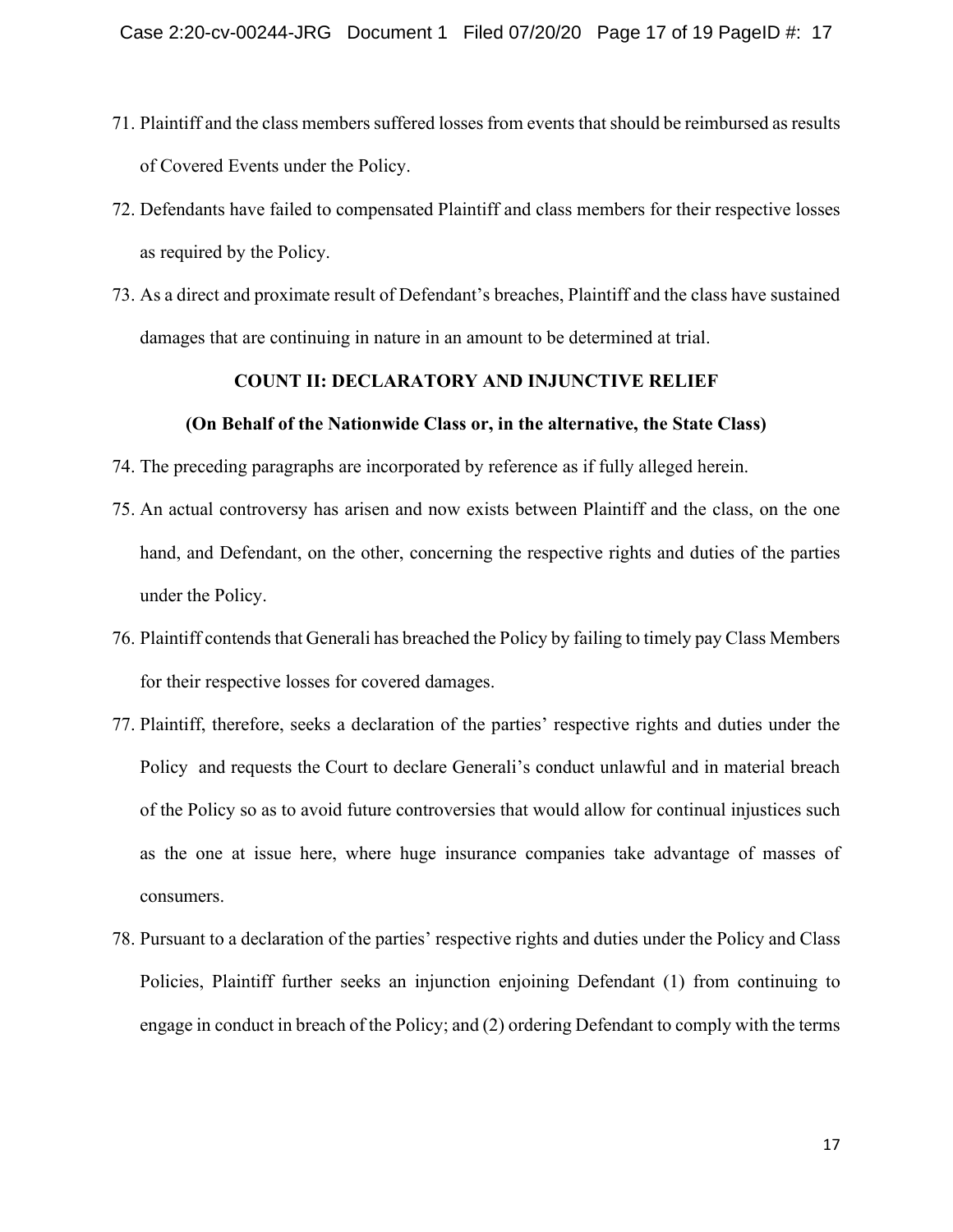71. Plaintiff and the class members suffered losses from events that should be reimbursed as results of Covered Events under the Policy.

72. Defendants have failed to compensated Plaintiff and class members for their respective losses as required by the Policy.

73. As a direct and proximate result of Defendant's breaches, Plaintiff and the class have sustained damages that are continuing in nature in an amount to be determined at trial.

**COUNT II: DECLARATORY AND INJUNCTIVE RELIEF**

**(On Behalf of the Nationwide Class or, in the alternative, the State Class)**

74. The preceding paragraphs are incorporated by reference as if fully alleged herein.

75. An actual controversy has arisen and now exists between Plaintiff and the class, on the one hand, and Defendant, on the other, concerning the respective rights and duties of the parties under the Policy.

76. Plaintiff contends that Generali has breached the Policy by failing to timely pay Class Members for their respective losses for covered damages.

77. Plaintiff, therefore, seeks a declaration of the parties' respective rights and duties under the Policy and requests the Court to declare Generali's conduct unlawful and in material breach of the Policy so as to avoid future controversies that would allow for continual injustices such as the one at issue here, where huge insurance companies take advantage of masses of consumers.

78. Pursuant to a declaration of the parties' respective rights and duties under the Policy and Class Policies, Plaintiff further seeks an injunction enjoining Defendant (1) from continuing to engage in conduct in breach of the Policy; and (2) ordering Defendant to comply with the terms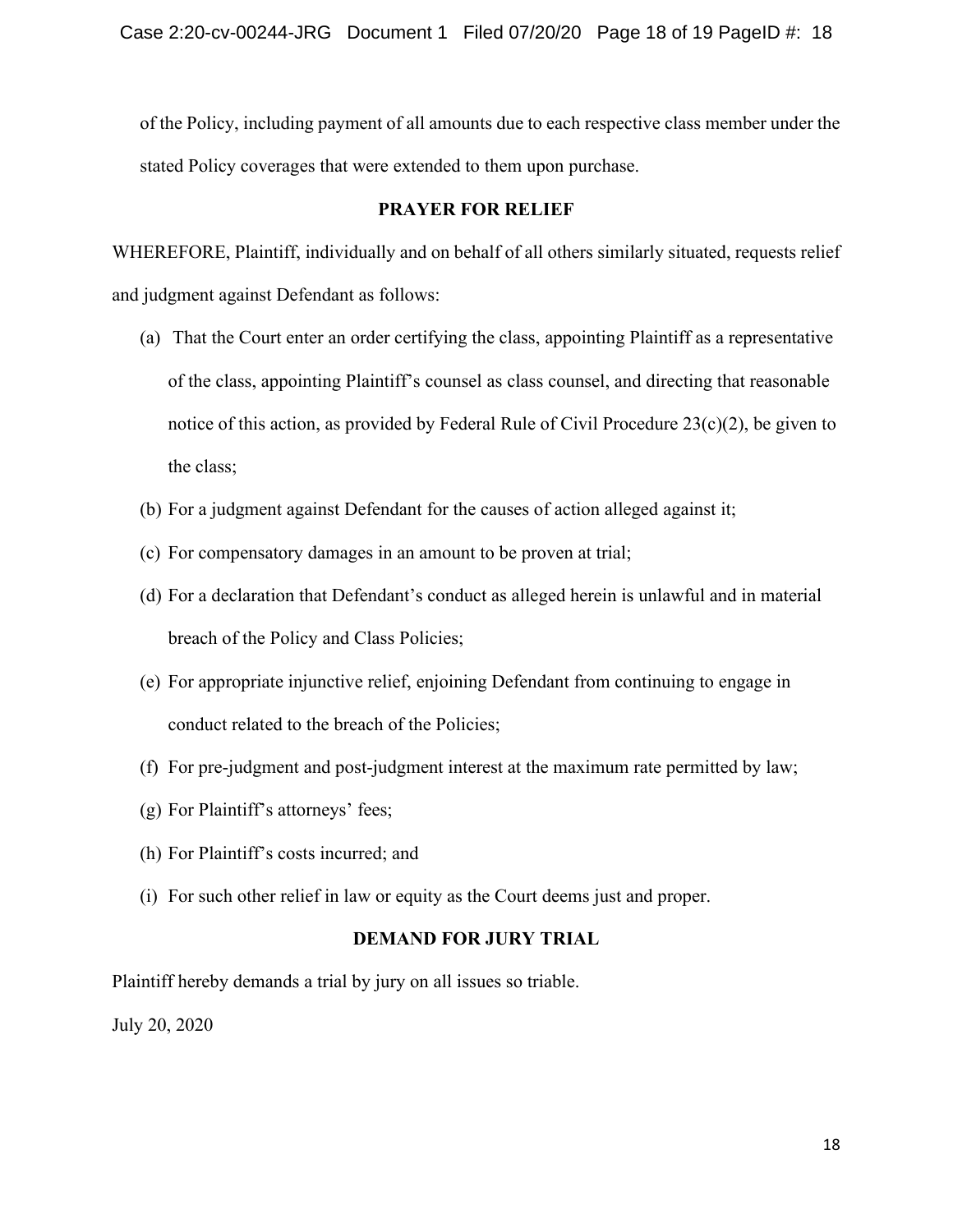of the Policy, including payment of all amounts due to each respective class member under the stated Policy coverages that were extended to them upon purchase.

## PRAYER FOR RELIEF

WHEREFORE, Plaintiff, individually and on behalf of all others similarly situated, requests relief and judgment against Defendant as follows:

(a) That the Court enter an order certifying the class, appointing Plaintiff as a representative of the class, appointing Plaintiff's counsel as class counsel, and directing that reasonable notice of this action, as provided by Federal Rule of Civil Procedure 23(c)(2), be given to the class;

(b) For a judgment against Defendant for the causes of action alleged against it;

(c) For compensatory damages in an amount to be proven at trial;

(d) For a declaration that Defendant's conduct as alleged herein is unlawful and in material breach of the Policy and Class Policies;

(e) For appropriate injunctive relief, enjoining Defendant from continuing to engage in conduct related to the breach of the Policies;

(f) For pre-judgment and post-judgment interest at the maximum rate permitted by law;

(g) For Plaintiff's attorneys' fees;

(h) For Plaintiff's costs incurred; and

(i) For such other relief in law or equity as the Court deems just and proper.

## DEMAND FOR JURY TRIAL

Plaintiff hereby demands a trial by jury on all issues so triable.

July 20, 2020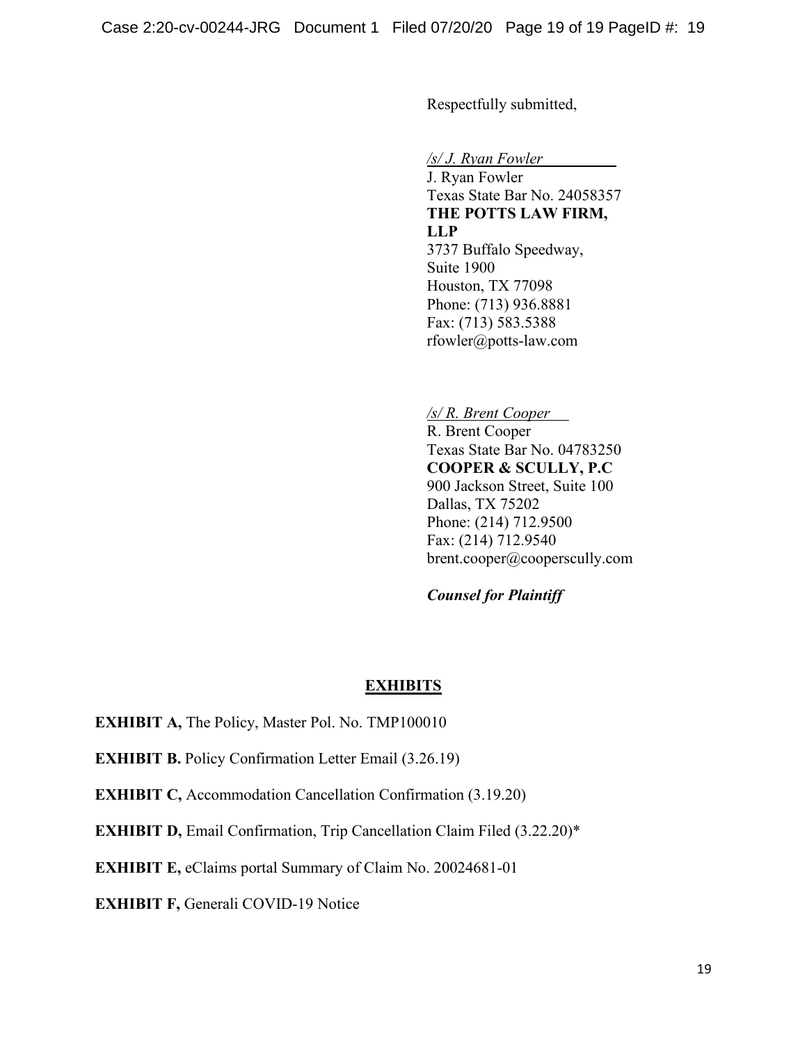Respectfully submitted,

*/s/ J. Ryan Fowler*
J. Ryan Fowler
Texas State Bar No. 24058357
**THE POTTS LAW FIRM, LLP**
3737 Buffalo Speedway,
Suite 1900
Houston, TX 77098
Phone: (713) 936.8881
Fax: (713) 583.5388
rfowler@potts-law.com

*/s/ R. Brent Cooper*
R. Brent Cooper
Texas State Bar No. 04783250
**COOPER & SCULLY, P.C**
900 Jackson Street, Suite 100
Dallas, TX 75202
Phone: (214) 712.9500
Fax: (214) 712.9540
brent.cooper@cooperscully.com

***Counsel for Plaintiff***

## EXHIBITS

**EXHIBIT A,** The Policy, Master Pol. No. TMP100010

**EXHIBIT B.** Policy Confirmation Letter Email (3.26.19)

**EXHIBIT C,** Accommodation Cancellation Confirmation (3.19.20)

**EXHIBIT D,** Email Confirmation, Trip Cancellation Claim Filed (3.22.20)*

**EXHIBIT E,** eClaims portal Summary of Claim No. 20024681-01

**EXHIBIT F,** Generali COVID-19 Notice